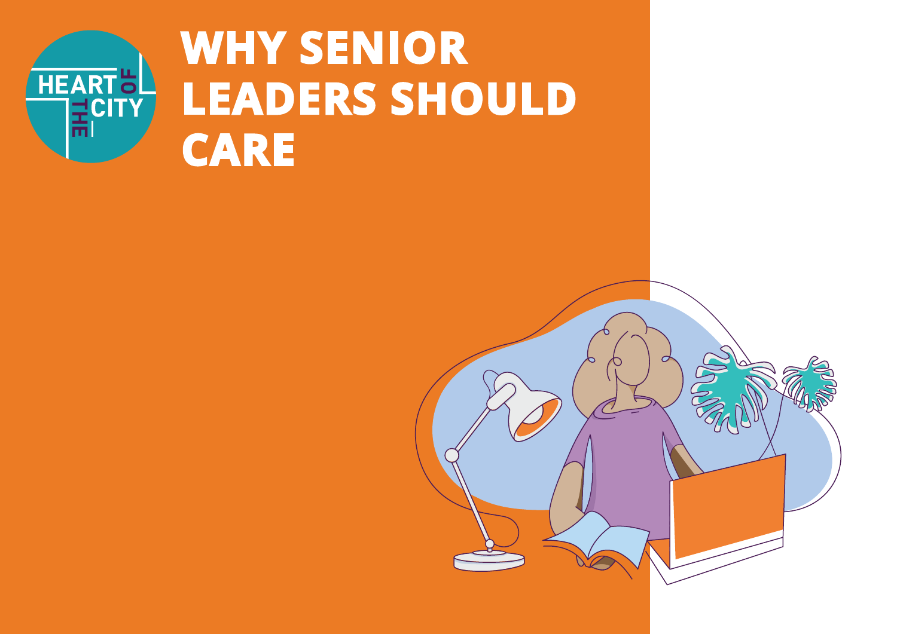# WHY SENIOR LEADERS SHOULD CARE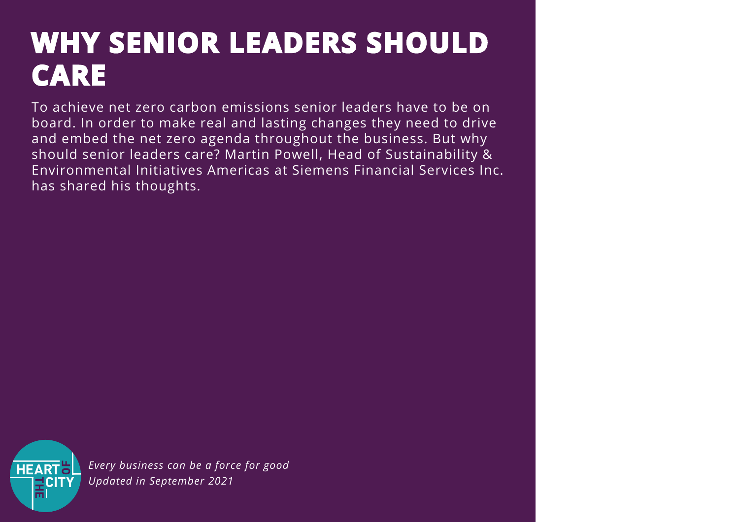# WHY SENIOR LEADERS SHOULD CARE

To achieve net zero carbon emissions senior leaders have to be on board. In order to make real and lasting changes they need to drive and embed the net zero agenda throughout the business. But why should senior leaders care? Martin Powell, Head of Sustainability & Environmental Initiatives Americas at Siemens Financial Services Inc. has shared his thoughts.

*Every business can be a force for good*
*Updated in September 2021*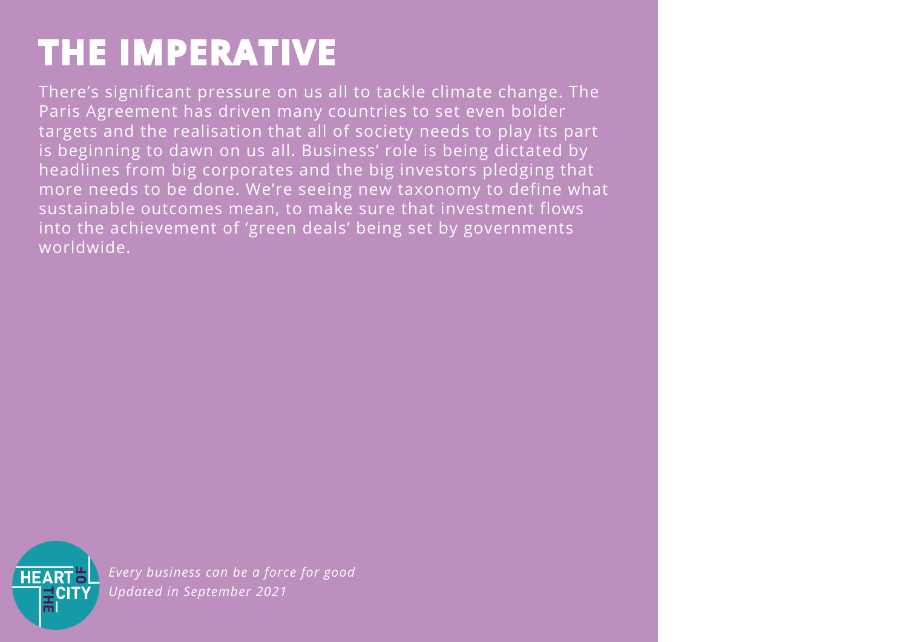# THE IMPERATIVE

There's significant pressure on us all to tackle climate change. The Paris Agreement has driven many countries to set even bolder targets and the realisation that all of society needs to play its part is beginning to dawn on us all. Business' role is being dictated by headlines from big corporates and the big investors pledging that more needs to be done. We're seeing new taxonomy to define what sustainable outcomes mean, to make sure that investment flows into the achievement of 'green deals' being set by governments worldwide.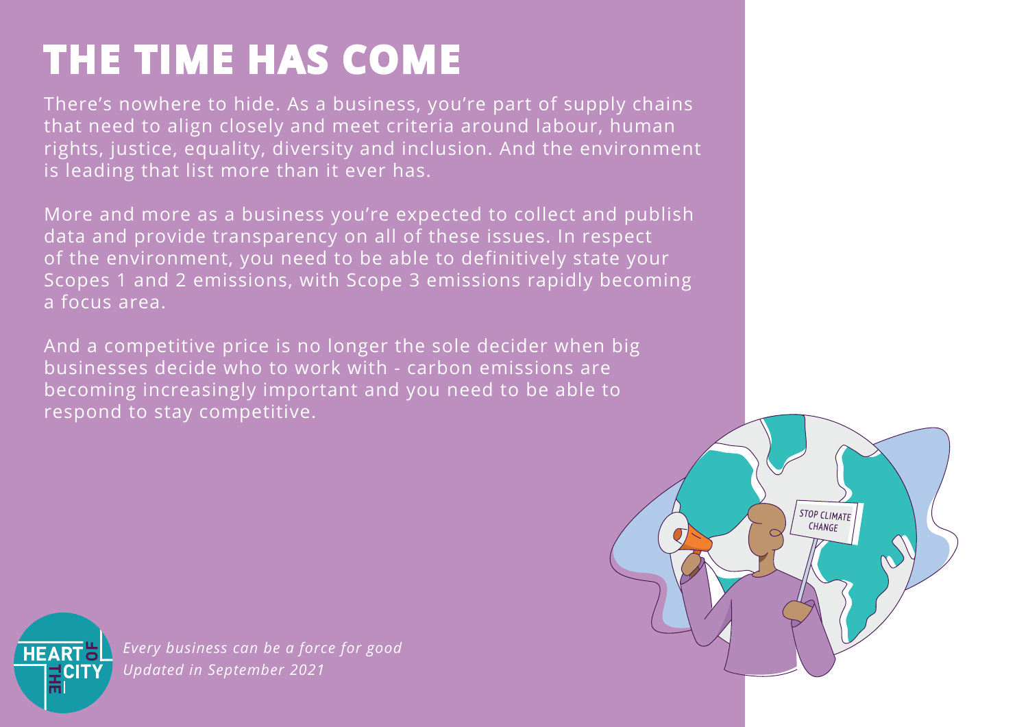# THE TIME HAS COME

There's nowhere to hide. As a business, you're part of supply chains that need to align closely and meet criteria around labour, human rights, justice, equality, diversity and inclusion. And the environment is leading that list more than it ever has.

More and more as a business you're expected to collect and publish data and provide transparency on all of these issues. In respect of the environment, you need to be able to definitively state your Scopes 1 and 2 emissions, with Scope 3 emissions rapidly becoming a focus area.

And a competitive price is no longer the sole decider when big businesses decide who to work with - carbon emissions are becoming increasingly important and you need to be able to respond to stay competitive.

*Every business can be a force for good*
*Updated in September 2021*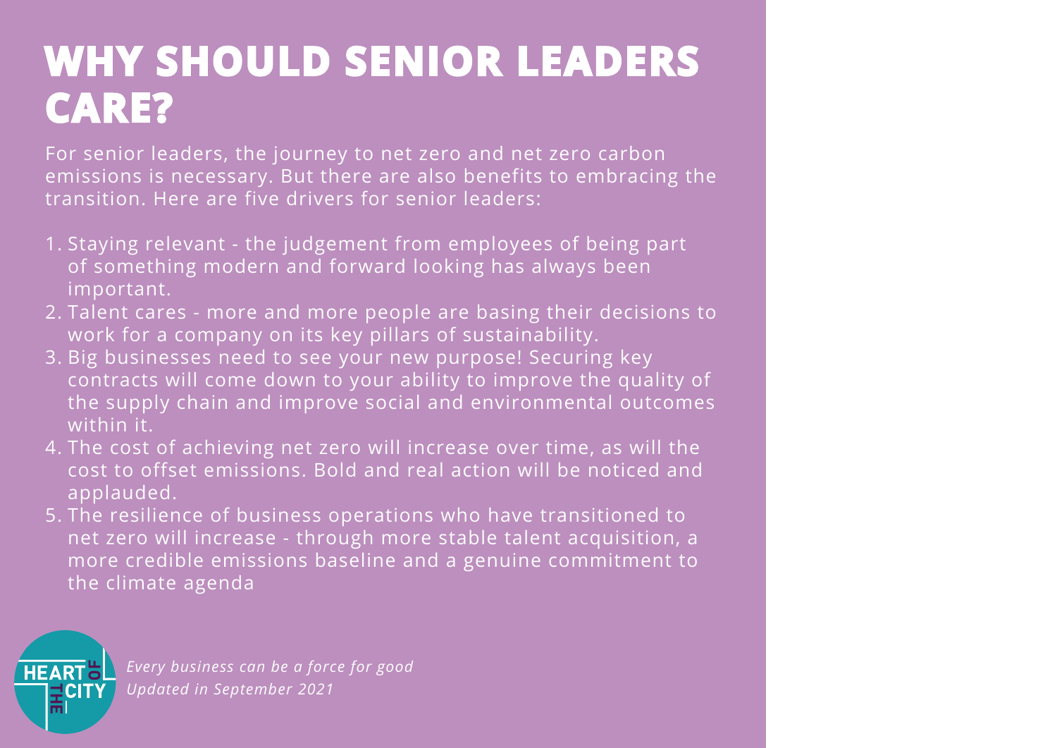# WHY SHOULD SENIOR LEADERS CARE?

For senior leaders, the journey to net zero and net zero carbon emissions is necessary. But there are also benefits to embracing the transition. Here are five drivers for senior leaders:

1. Staying relevant - the judgement from employees of being part of something modern and forward looking has always been important.
2. Talent cares - more and more people are basing their decisions to work for a company on its key pillars of sustainability.
3. Big businesses need to see your new purpose! Securing key contracts will come down to your ability to improve the quality of the supply chain and improve social and environmental outcomes within it.
4. The cost of achieving net zero will increase over time, as will the cost to offset emissions. Bold and real action will be noticed and applauded.
5. The resilience of business operations who have transitioned to net zero will increase - through more stable talent acquisition, a more credible emissions baseline and a genuine commitment to the climate agenda

*Every business can be a force for good*
*Updated in September 2021*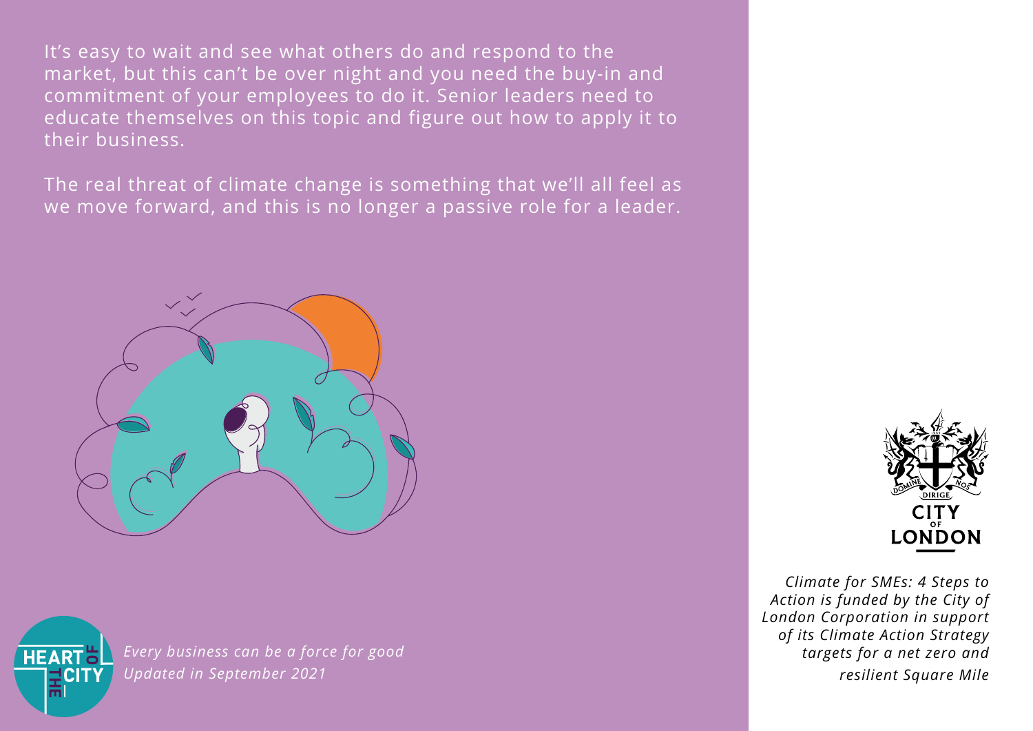It's easy to wait and see what others do and respond to the market, but this can't be over night and you need the buy-in and commitment of your employees to do it. Senior leaders need to educate themselves on this topic and figure out how to apply it to their business.

The real threat of climate change is something that we'll all feel as we move forward, and this is no longer a passive role for a leader.

*Every business can be a force for good*
*Updated in September 2021*

*Climate for SMEs: 4 Steps to Action is funded by the City of London Corporation in support of its Climate Action Strategy targets for a net zero and resilient Square Mile*